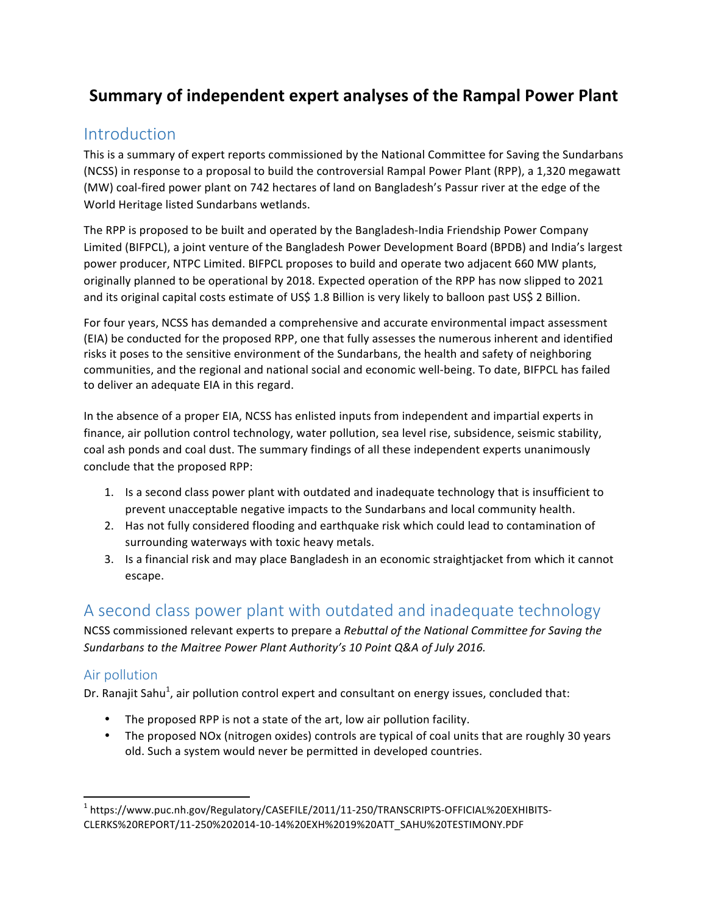# Summary of independent expert analyses of the Rampal Power Plant

## Introduction

This is a summary of expert reports commissioned by the National Committee for Saving the Sundarbans (NCSS) in response to a proposal to build the controversial Rampal Power Plant (RPP), a 1,320 megawatt (MW) coal-fired power plant on 742 hectares of land on Bangladesh's Passur river at the edge of the World Heritage listed Sundarbans wetlands.

The RPP is proposed to be built and operated by the Bangladesh-India Friendship Power Company Limited (BIFPCL), a joint venture of the Bangladesh Power Development Board (BPDB) and India's largest power producer, NTPC Limited. BIFPCL proposes to build and operate two adjacent 660 MW plants, originally planned to be operational by 2018. Expected operation of the RPP has now slipped to 2021 and its original capital costs estimate of US$ 1.8 Billion is very likely to balloon past US$ 2 Billion.

For four years, NCSS has demanded a comprehensive and accurate environmental impact assessment (EIA) be conducted for the proposed RPP, one that fully assesses the numerous inherent and identified risks it poses to the sensitive environment of the Sundarbans, the health and safety of neighboring communities, and the regional and national social and economic well-being. To date, BIFPCL has failed to deliver an adequate EIA in this regard.

In the absence of a proper EIA, NCSS has enlisted inputs from independent and impartial experts in finance, air pollution control technology, water pollution, sea level rise, subsidence, seismic stability, coal ash ponds and coal dust. The summary findings of all these independent experts unanimously conclude that the proposed RPP:

1. Is a second class power plant with outdated and inadequate technology that is insufficient to prevent unacceptable negative impacts to the Sundarbans and local community health.
2. Has not fully considered flooding and earthquake risk which could lead to contamination of surrounding waterways with toxic heavy metals.
3. Is a financial risk and may place Bangladesh in an economic straightjacket from which it cannot escape.

## A second class power plant with outdated and inadequate technology

NCSS commissioned relevant experts to prepare a *Rebuttal of the National Committee for Saving the Sundarbans to the Maitree Power Plant Authority's 10 Point Q&A of July 2016.*

### Air pollution

Dr. Ranajit Sahu[1], air pollution control expert and consultant on energy issues, concluded that:

- The proposed RPP is not a state of the art, low air pollution facility.
- The proposed NOx (nitrogen oxides) controls are typical of coal units that are roughly 30 years old. Such a system would never be permitted in developed countries.

[1] https://www.puc.nh.gov/Regulatory/CASEFILE/2011/11-250/TRANSCRIPTS-OFFICIAL%20EXHIBITS-CLERKS%20REPORT/11-250%202014-10-14%20EXH%2019%20ATT_SAHU%20TESTIMONY.PDF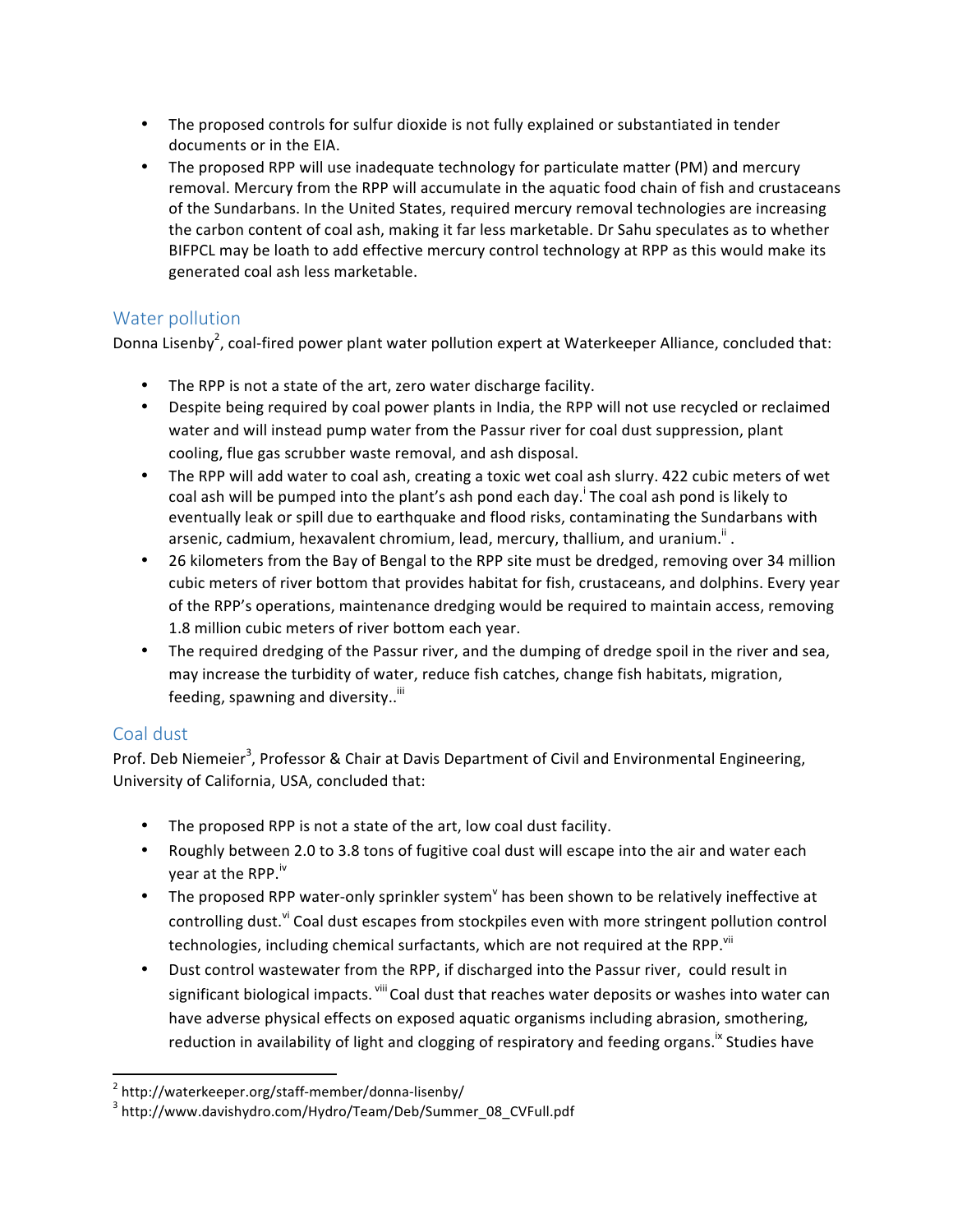- The proposed controls for sulfur dioxide is not fully explained or substantiated in tender documents or in the EIA.
- The proposed RPP will use inadequate technology for particulate matter (PM) and mercury removal. Mercury from the RPP will accumulate in the aquatic food chain of fish and crustaceans of the Sundarbans. In the United States, required mercury removal technologies are increasing the carbon content of coal ash, making it far less marketable. Dr Sahu speculates as to whether BIFPCL may be loath to add effective mercury control technology at RPP as this would make its generated coal ash less marketable.

## Water pollution

Donna Lisenby[2], coal-fired power plant water pollution expert at Waterkeeper Alliance, concluded that:

- The RPP is not a state of the art, zero water discharge facility.
- Despite being required by coal power plants in India, the RPP will not use recycled or reclaimed water and will instead pump water from the Passur river for coal dust suppression, plant cooling, flue gas scrubber waste removal, and ash disposal.
- The RPP will add water to coal ash, creating a toxic wet coal ash slurry. 422 cubic meters of wet coal ash will be pumped into the plant's ash pond each day.[i] The coal ash pond is likely to eventually leak or spill due to earthquake and flood risks, contaminating the Sundarbans with arsenic, cadmium, hexavalent chromium, lead, mercury, thallium, and uranium.[ii] .
- 26 kilometers from the Bay of Bengal to the RPP site must be dredged, removing over 34 million cubic meters of river bottom that provides habitat for fish, crustaceans, and dolphins. Every year of the RPP's operations, maintenance dredging would be required to maintain access, removing 1.8 million cubic meters of river bottom each year.
- The required dredging of the Passur river, and the dumping of dredge spoil in the river and sea, may increase the turbidity of water, reduce fish catches, change fish habitats, migration, feeding, spawning and diversity..[iii]

## Coal dust

Prof. Deb Niemeier[3], Professor & Chair at Davis Department of Civil and Environmental Engineering, University of California, USA, concluded that:

- The proposed RPP is not a state of the art, low coal dust facility.
- Roughly between 2.0 to 3.8 tons of fugitive coal dust will escape into the air and water each year at the RPP.[iv]
- The proposed RPP water-only sprinkler system[v] has been shown to be relatively ineffective at controlling dust.[vi] Coal dust escapes from stockpiles even with more stringent pollution control technologies, including chemical surfactants, which are not required at the RPP.[vii]
- Dust control wastewater from the RPP, if discharged into the Passur river, could result in significant biological impacts.[viii] Coal dust that reaches water deposits or washes into water can have adverse physical effects on exposed aquatic organisms including abrasion, smothering, reduction in availability of light and clogging of respiratory and feeding organs.[ix] Studies have

[2] http://waterkeeper.org/staff-member/donna-lisenby/

[3] http://www.davishydro.com/Hydro/Team/Deb/Summer_08_CVFull.pdf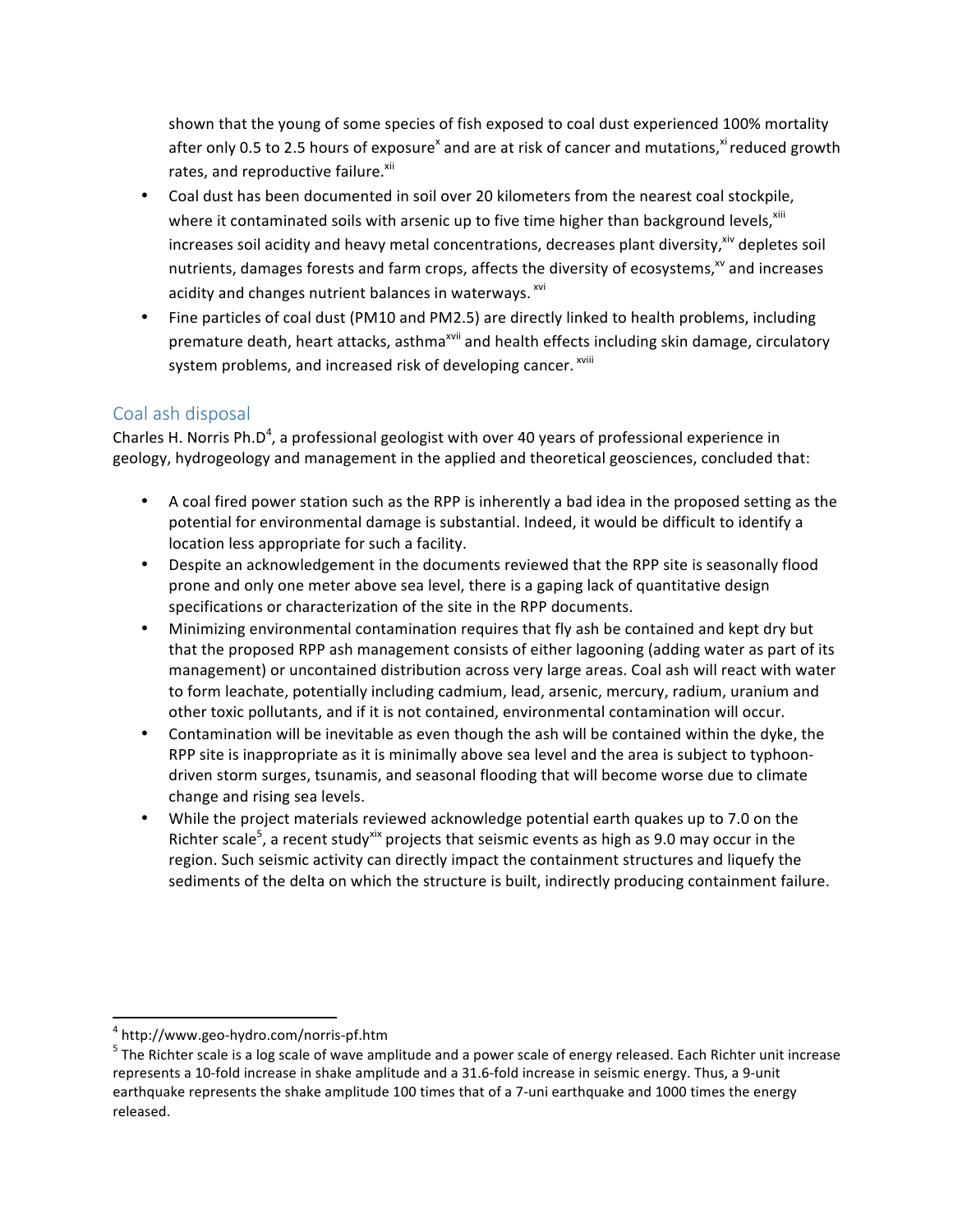shown that the young of some species of fish exposed to coal dust experienced 100% mortality after only 0.5 to 2.5 hours of exposure[x] and are at risk of cancer and mutations,[xi] reduced growth rates, and reproductive failure.[xii]

- Coal dust has been documented in soil over 20 kilometers from the nearest coal stockpile, where it contaminated soils with arsenic up to five time higher than background levels,[xiii] increases soil acidity and heavy metal concentrations, decreases plant diversity,[xiv] depletes soil nutrients, damages forests and farm crops, affects the diversity of ecosystems,[xv] and increases acidity and changes nutrient balances in waterways. [xvi]
- Fine particles of coal dust (PM10 and PM2.5) are directly linked to health problems, including premature death, heart attacks, asthma[xvii] and health effects including skin damage, circulatory system problems, and increased risk of developing cancer. [xviii]

## Coal ash disposal

Charles H. Norris Ph.D[4], a professional geologist with over 40 years of professional experience in geology, hydrogeology and management in the applied and theoretical geosciences, concluded that:

- A coal fired power station such as the RPP is inherently a bad idea in the proposed setting as the potential for environmental damage is substantial. Indeed, it would be difficult to identify a location less appropriate for such a facility.
- Despite an acknowledgement in the documents reviewed that the RPP site is seasonally flood prone and only one meter above sea level, there is a gaping lack of quantitative design specifications or characterization of the site in the RPP documents.
- Minimizing environmental contamination requires that fly ash be contained and kept dry but that the proposed RPP ash management consists of either lagooning (adding water as part of its management) or uncontained distribution across very large areas. Coal ash will react with water to form leachate, potentially including cadmium, lead, arsenic, mercury, radium, uranium and other toxic pollutants, and if it is not contained, environmental contamination will occur.
- Contamination will be inevitable as even though the ash will be contained within the dyke, the RPP site is inappropriate as it is minimally above sea level and the area is subject to typhoon-driven storm surges, tsunamis, and seasonal flooding that will become worse due to climate change and rising sea levels.
- While the project materials reviewed acknowledge potential earth quakes up to 7.0 on the Richter scale[5], a recent study[xix] projects that seismic events as high as 9.0 may occur in the region. Such seismic activity can directly impact the containment structures and liquefy the sediments of the delta on which the structure is built, indirectly producing containment failure.

---

[4] http://www.geo-hydro.com/norris-pf.htm

[5] The Richter scale is a log scale of wave amplitude and a power scale of energy released. Each Richter unit increase represents a 10-fold increase in shake amplitude and a 31.6-fold increase in seismic energy. Thus, a 9-unit earthquake represents the shake amplitude 100 times that of a 7-uni earthquake and 1000 times the energy released.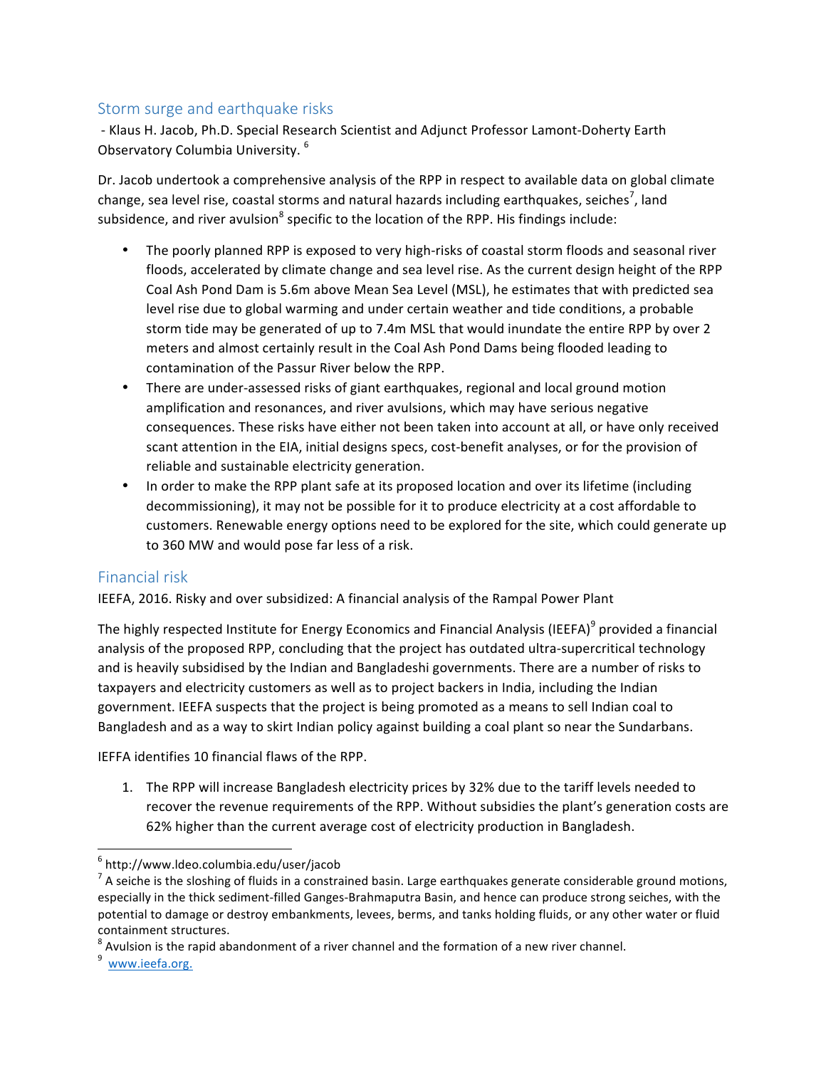## Storm surge and earthquake risks

- Klaus H. Jacob, Ph.D. Special Research Scientist and Adjunct Professor Lamont-Doherty Earth Observatory Columbia University. [6]

Dr. Jacob undertook a comprehensive analysis of the RPP in respect to available data on global climate change, sea level rise, coastal storms and natural hazards including earthquakes, seiches[7], land subsidence, and river avulsion[8] specific to the location of the RPP. His findings include:

- The poorly planned RPP is exposed to very high-risks of coastal storm floods and seasonal river floods, accelerated by climate change and sea level rise. As the current design height of the RPP Coal Ash Pond Dam is 5.6m above Mean Sea Level (MSL), he estimates that with predicted sea level rise due to global warming and under certain weather and tide conditions, a probable storm tide may be generated of up to 7.4m MSL that would inundate the entire RPP by over 2 meters and almost certainly result in the Coal Ash Pond Dams being flooded leading to contamination of the Passur River below the RPP.
- There are under-assessed risks of giant earthquakes, regional and local ground motion amplification and resonances, and river avulsions, which may have serious negative consequences. These risks have either not been taken into account at all, or have only received scant attention in the EIA, initial designs specs, cost-benefit analyses, or for the provision of reliable and sustainable electricity generation.
- In order to make the RPP plant safe at its proposed location and over its lifetime (including decommissioning), it may not be possible for it to produce electricity at a cost affordable to customers. Renewable energy options need to be explored for the site, which could generate up to 360 MW and would pose far less of a risk.

## Financial risk

IEEFA, 2016. Risky and over subsidized: A financial analysis of the Rampal Power Plant

The highly respected Institute for Energy Economics and Financial Analysis (IEEFA)[9] provided a financial analysis of the proposed RPP, concluding that the project has outdated ultra-supercritical technology and is heavily subsidised by the Indian and Bangladeshi governments. There are a number of risks to taxpayers and electricity customers as well as to project backers in India, including the Indian government. IEEFA suspects that the project is being promoted as a means to sell Indian coal to Bangladesh and as a way to skirt Indian policy against building a coal plant so near the Sundarbans.

IEFFA identifies 10 financial flaws of the RPP.

1. The RPP will increase Bangladesh electricity prices by 32% due to the tariff levels needed to recover the revenue requirements of the RPP. Without subsidies the plant's generation costs are 62% higher than the current average cost of electricity production in Bangladesh.

---

[6] http://www.ldeo.columbia.edu/user/jacob

[7] A seiche is the sloshing of fluids in a constrained basin. Large earthquakes generate considerable ground motions, especially in the thick sediment-filled Ganges-Brahmaputra Basin, and hence can produce strong seiches, with the potential to damage or destroy embankments, levees, berms, and tanks holding fluids, or any other water or fluid containment structures.

[8] Avulsion is the rapid abandonment of a river channel and the formation of a new river channel.

[9] www.ieefa.org.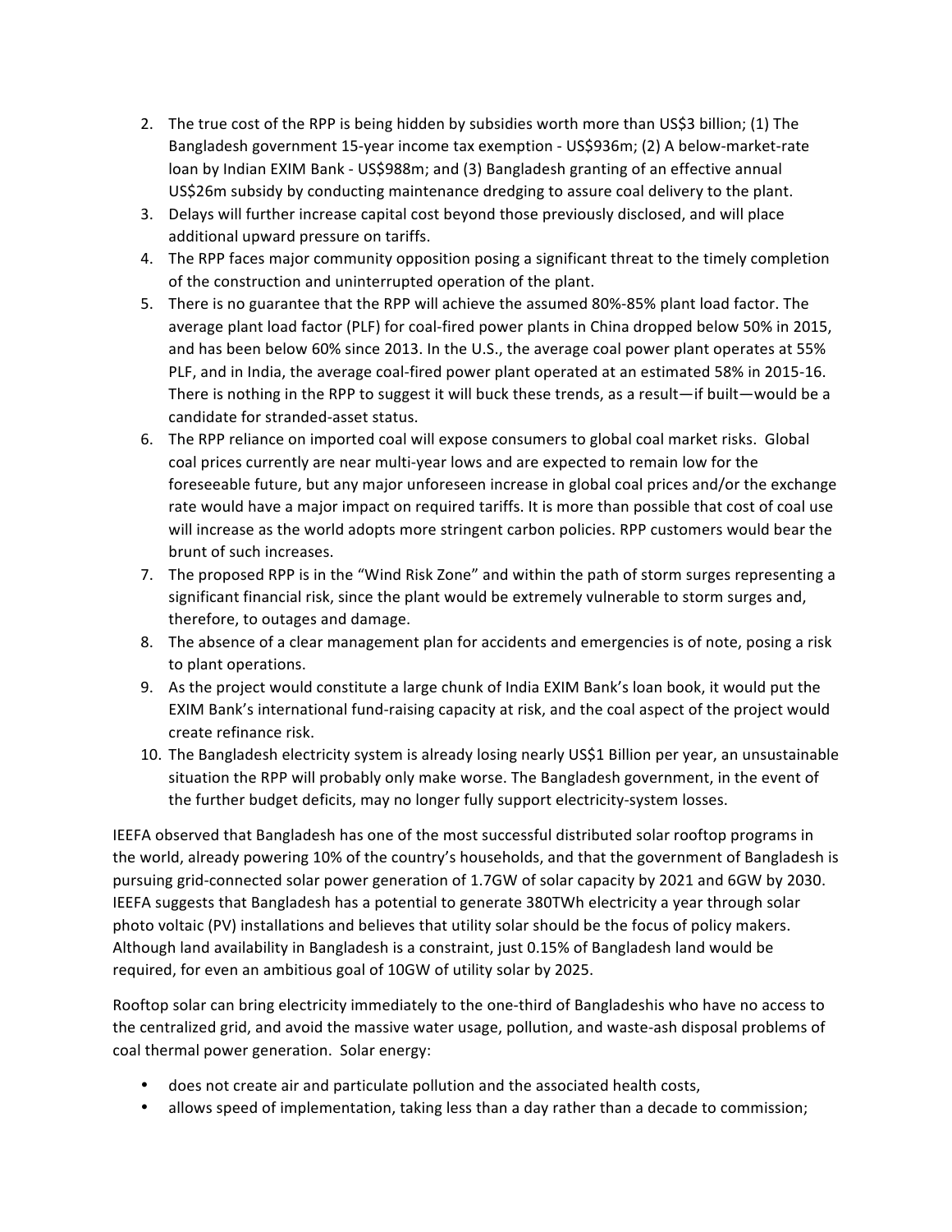2. The true cost of the RPP is being hidden by subsidies worth more than US$3 billion; (1) The Bangladesh government 15-year income tax exemption - US$936m; (2) A below-market-rate loan by Indian EXIM Bank - US$988m; and (3) Bangladesh granting of an effective annual US$26m subsidy by conducting maintenance dredging to assure coal delivery to the plant.
3. Delays will further increase capital cost beyond those previously disclosed, and will place additional upward pressure on tariffs.
4. The RPP faces major community opposition posing a significant threat to the timely completion of the construction and uninterrupted operation of the plant.
5. There is no guarantee that the RPP will achieve the assumed 80%-85% plant load factor. The average plant load factor (PLF) for coal-fired power plants in China dropped below 50% in 2015, and has been below 60% since 2013. In the U.S., the average coal power plant operates at 55% PLF, and in India, the average coal-fired power plant operated at an estimated 58% in 2015-16. There is nothing in the RPP to suggest it will buck these trends, as a result—if built—would be a candidate for stranded-asset status.
6. The RPP reliance on imported coal will expose consumers to global coal market risks. Global coal prices currently are near multi-year lows and are expected to remain low for the foreseeable future, but any major unforeseen increase in global coal prices and/or the exchange rate would have a major impact on required tariffs. It is more than possible that cost of coal use will increase as the world adopts more stringent carbon policies. RPP customers would bear the brunt of such increases.
7. The proposed RPP is in the "Wind Risk Zone" and within the path of storm surges representing a significant financial risk, since the plant would be extremely vulnerable to storm surges and, therefore, to outages and damage.
8. The absence of a clear management plan for accidents and emergencies is of note, posing a risk to plant operations.
9. As the project would constitute a large chunk of India EXIM Bank's loan book, it would put the EXIM Bank's international fund-raising capacity at risk, and the coal aspect of the project would create refinance risk.
10. The Bangladesh electricity system is already losing nearly US$1 Billion per year, an unsustainable situation the RPP will probably only make worse. The Bangladesh government, in the event of the further budget deficits, may no longer fully support electricity-system losses.

IEEFA observed that Bangladesh has one of the most successful distributed solar rooftop programs in the world, already powering 10% of the country's households, and that the government of Bangladesh is pursuing grid-connected solar power generation of 1.7GW of solar capacity by 2021 and 6GW by 2030. IEEFA suggests that Bangladesh has a potential to generate 380TWh electricity a year through solar photo voltaic (PV) installations and believes that utility solar should be the focus of policy makers. Although land availability in Bangladesh is a constraint, just 0.15% of Bangladesh land would be required, for even an ambitious goal of 10GW of utility solar by 2025.

Rooftop solar can bring electricity immediately to the one-third of Bangladeshis who have no access to the centralized grid, and avoid the massive water usage, pollution, and waste-ash disposal problems of coal thermal power generation. Solar energy:

- does not create air and particulate pollution and the associated health costs,
- allows speed of implementation, taking less than a day rather than a decade to commission;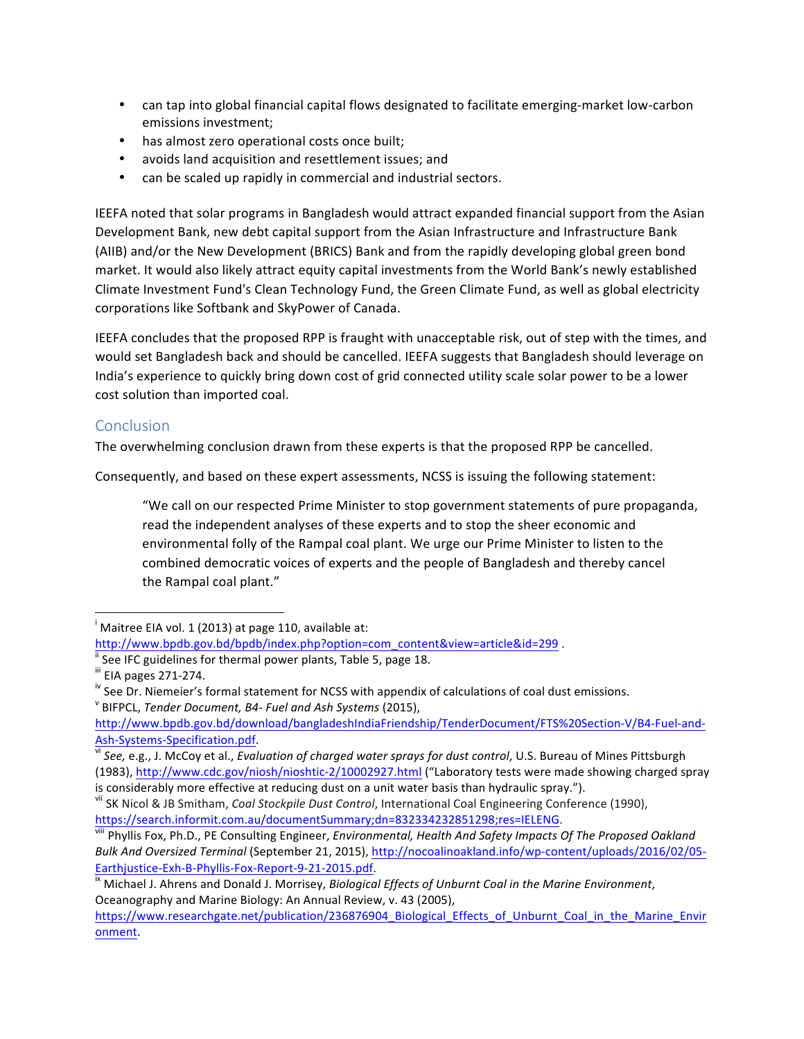- can tap into global financial capital flows designated to facilitate emerging-market low-carbon emissions investment;
- has almost zero operational costs once built;
- avoids land acquisition and resettlement issues; and
- can be scaled up rapidly in commercial and industrial sectors.

IEEFA noted that solar programs in Bangladesh would attract expanded financial support from the Asian Development Bank, new debt capital support from the Asian Infrastructure and Infrastructure Bank (AIIB) and/or the New Development (BRICS) Bank and from the rapidly developing global green bond market. It would also likely attract equity capital investments from the World Bank's newly established Climate Investment Fund's Clean Technology Fund, the Green Climate Fund, as well as global electricity corporations like Softbank and SkyPower of Canada.

IEEFA concludes that the proposed RPP is fraught with unacceptable risk, out of step with the times, and would set Bangladesh back and should be cancelled. IEEFA suggests that Bangladesh should leverage on India's experience to quickly bring down cost of grid connected utility scale solar power to be a lower cost solution than imported coal.

## Conclusion

The overwhelming conclusion drawn from these experts is that the proposed RPP be cancelled.

Consequently, and based on these expert assessments, NCSS is issuing the following statement:

> "We call on our respected Prime Minister to stop government statements of pure propaganda, read the independent analyses of these experts and to stop the sheer economic and environmental folly of the Rampal coal plant. We urge our Prime Minister to listen to the combined democratic voices of experts and the people of Bangladesh and thereby cancel the Rampal coal plant."

---

[i] Maitree EIA vol. 1 (2013) at page 110, available at: http://www.bpdb.gov.bd/bpdb/index.php?option=com_content&view=article&id=299 .

[ii] See IFC guidelines for thermal power plants, Table 5, page 18.

[iii] EIA pages 271-274.

[iv] See Dr. Niemeier's formal statement for NCSS with appendix of calculations of coal dust emissions.

[v] BIFPCL, *Tender Document, B4- Fuel and Ash Systems* (2015), http://www.bpdb.gov.bd/download/bangladeshIndiaFriendship/TenderDocument/FTS%20Section-V/B4-Fuel-and-Ash-Systems-Specification.pdf.

[vi] *See*, e.g., J. McCoy et al., *Evaluation of charged water sprays for dust control*, U.S. Bureau of Mines Pittsburgh (1983), http://www.cdc.gov/niosh/nioshtic-2/10002927.html ("Laboratory tests were made showing charged spray is considerably more effective at reducing dust on a unit water basis than hydraulic spray.").

[vii] SK Nicol & JB Smitham, *Coal Stockpile Dust Control*, International Coal Engineering Conference (1990), https://search.informit.com.au/documentSummary;dn=832334232851298;res=IELENG.

[viii] Phyllis Fox, Ph.D., PE Consulting Engineer, *Environmental, Health And Safety Impacts Of The Proposed Oakland Bulk And Oversized Terminal* (September 21, 2015), http://nocoalinoakland.info/wp-content/uploads/2016/02/05-Earthjustice-Exh-B-Phyllis-Fox-Report-9-21-2015.pdf.

[ix] Michael J. Ahrens and Donald J. Morrisey, *Biological Effects of Unburnt Coal in the Marine Environment*, Oceanography and Marine Biology: An Annual Review, v. 43 (2005), https://www.researchgate.net/publication/236876904_Biological_Effects_of_Unburnt_Coal_in_the_Marine_Environment.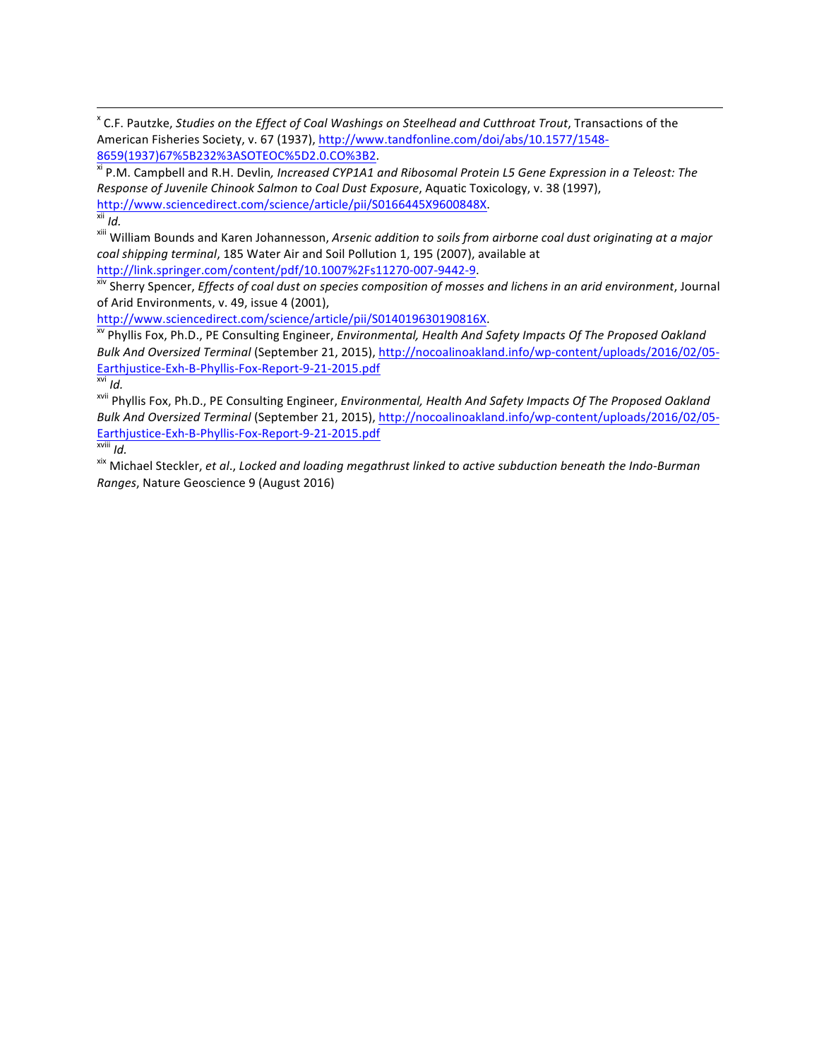[x] C.F. Pautzke, *Studies on the Effect of Coal Washings on Steelhead and Cutthroat Trout*, Transactions of the American Fisheries Society, v. 67 (1937), http://www.tandfonline.com/doi/abs/10.1577/1548-8659(1937)67%5B232%3ASOTEOC%5D2.0.CO%3B2.

[xi] P.M. Campbell and R.H. Devlin*, Increased CYP1A1 and Ribosomal Protein L5 Gene Expression in a Teleost: The Response of Juvenile Chinook Salmon to Coal Dust Exposure*, Aquatic Toxicology, v. 38 (1997), http://www.sciencedirect.com/science/article/pii/S0166445X9600848X.

[xii] *Id.*

[xiii] William Bounds and Karen Johannesson, *Arsenic addition to soils from airborne coal dust originating at a major coal shipping terminal*, 185 Water Air and Soil Pollution 1, 195 (2007), available at http://link.springer.com/content/pdf/10.1007%2Fs11270-007-9442-9.

[xiv] Sherry Spencer, *Effects of coal dust on species composition of mosses and lichens in an arid environment*, Journal of Arid Environments, v. 49, issue 4 (2001), http://www.sciencedirect.com/science/article/pii/S014019630190816X.

[xv] Phyllis Fox, Ph.D., PE Consulting Engineer, *Environmental, Health And Safety Impacts Of The Proposed Oakland Bulk And Oversized Terminal* (September 21, 2015), http://nocoalinoakland.info/wp-content/uploads/2016/02/05-Earthjustice-Exh-B-Phyllis-Fox-Report-9-21-2015.pdf

[xvi] *Id.*

[xvii] Phyllis Fox, Ph.D., PE Consulting Engineer, *Environmental, Health And Safety Impacts Of The Proposed Oakland Bulk And Oversized Terminal* (September 21, 2015), http://nocoalinoakland.info/wp-content/uploads/2016/02/05-Earthjustice-Exh-B-Phyllis-Fox-Report-9-21-2015.pdf

[xviii] *Id.*

[xix] Michael Steckler, *et al*., *Locked and loading megathrust linked to active subduction beneath the Indo-Burman Ranges*, Nature Geoscience 9 (August 2016)